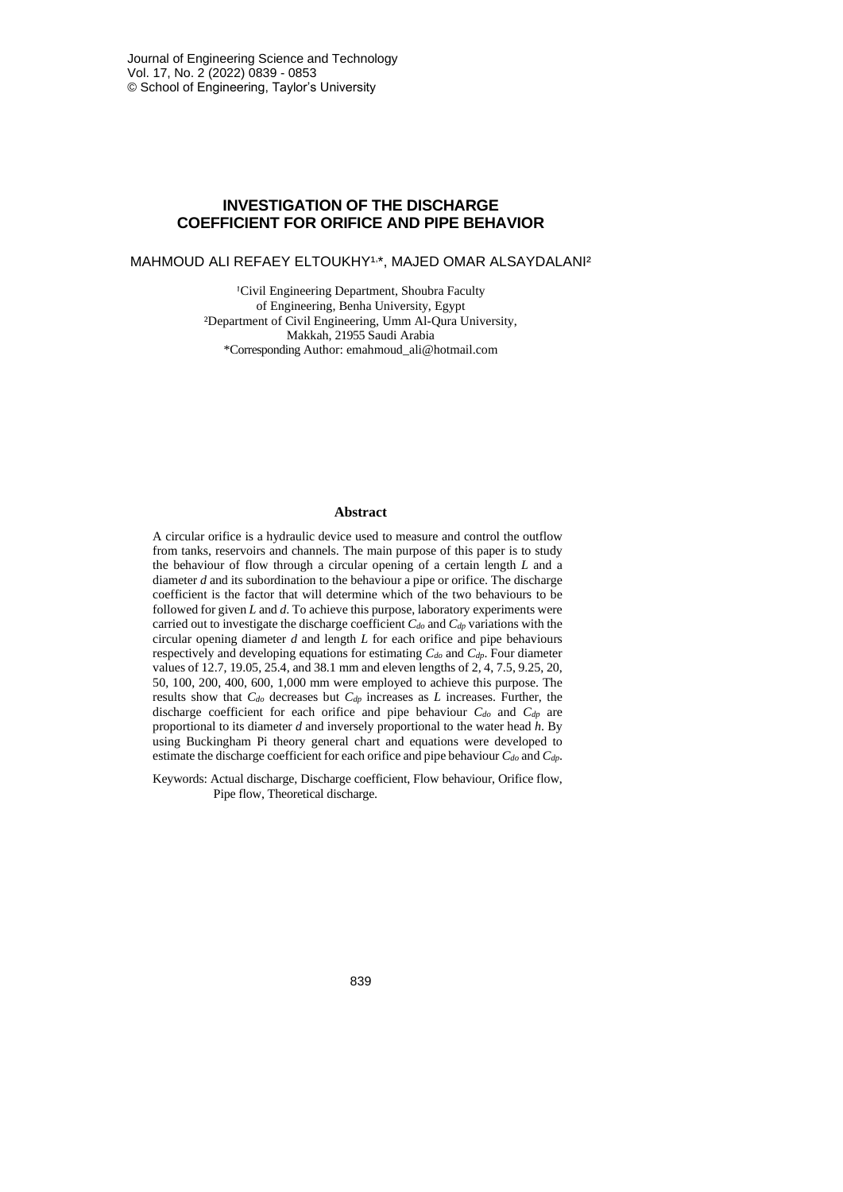# INVESTIGATION OF THE DISCHARGE COEFFICIENT FOR ORIFICE AND PIPE BEHAVIOR

MAHMOUD ALI REFAEY ELTOUKHY[1,*], MAJED OMAR ALSAYDALANI[2]

[1]Civil Engineering Department, Shoubra Faculty of Engineering, Benha University, Egypt
[2]Department of Civil Engineering, Umm Al-Qura University, Makkah, 21955 Saudi Arabia
*Corresponding Author: emahmoud_ali@hotmail.com

## Abstract

A circular orifice is a hydraulic device used to measure and control the outflow from tanks, reservoirs and channels. The main purpose of this paper is to study the behaviour of flow through a circular opening of a certain length $L$ and a diameter $d$ and its subordination to the behaviour a pipe or orifice. The discharge coefficient is the factor that will determine which of the two behaviours to be followed for given $L$ and $d$. To achieve this purpose, laboratory experiments were carried out to investigate the discharge coefficient $C_{do}$ and $C_{dp}$ variations with the circular opening diameter $d$ and length $L$ for each orifice and pipe behaviours respectively and developing equations for estimating $C_{do}$ and $C_{dp}$. Four diameter values of 12.7, 19.05, 25.4, and 38.1 mm and eleven lengths of 2, 4, 7.5, 9.25, 20, 50, 100, 200, 400, 600, 1,000 mm were employed to achieve this purpose. The results show that $C_{do}$ decreases but $C_{dp}$ increases as $L$ increases. Further, the discharge coefficient for each orifice and pipe behaviour $C_{do}$ and $C_{dp}$ are proportional to its diameter $d$ and inversely proportional to the water head $h$. By using Buckingham Pi theory general chart and equations were developed to estimate the discharge coefficient for each orifice and pipe behaviour $C_{do}$ and $C_{dp}$.

Keywords: Actual discharge, Discharge coefficient, Flow behaviour, Orifice flow, Pipe flow, Theoretical discharge.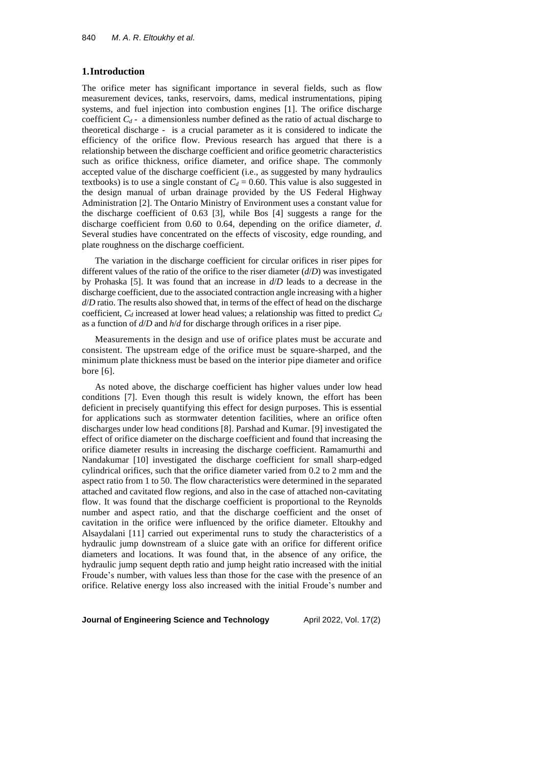## 1. Introduction

The orifice meter has significant importance in several fields, such as flow measurement devices, tanks, reservoirs, dams, medical instrumentations, piping systems, and fuel injection into combustion engines [1]. The orifice discharge coefficient $C_d$ - a dimensionless number defined as the ratio of actual discharge to theoretical discharge - is a crucial parameter as it is considered to indicate the efficiency of the orifice flow. Previous research has argued that there is a relationship between the discharge coefficient and orifice geometric characteristics such as orifice thickness, orifice diameter, and orifice shape. The commonly accepted value of the discharge coefficient (i.e., as suggested by many hydraulics textbooks) is to use a single constant of $C_d = 0.60$. This value is also suggested in the design manual of urban drainage provided by the US Federal Highway Administration [2]. The Ontario Ministry of Environment uses a constant value for the discharge coefficient of 0.63 [3], while Bos [4] suggests a range for the discharge coefficient from 0.60 to 0.64, depending on the orifice diameter, $d$. Several studies have concentrated on the effects of viscosity, edge rounding, and plate roughness on the discharge coefficient.

The variation in the discharge coefficient for circular orifices in riser pipes for different values of the ratio of the orifice to the riser diameter ($d/D$) was investigated by Prohaska [5]. It was found that an increase in $d/D$ leads to a decrease in the discharge coefficient, due to the associated contraction angle increasing with a higher $d/D$ ratio. The results also showed that, in terms of the effect of head on the discharge coefficient, $C_d$ increased at lower head values; a relationship was fitted to predict $C_d$ as a function of $d/D$ and $h/d$ for discharge through orifices in a riser pipe.

Measurements in the design and use of orifice plates must be accurate and consistent. The upstream edge of the orifice must be square-sharped, and the minimum plate thickness must be based on the interior pipe diameter and orifice bore [6].

As noted above, the discharge coefficient has higher values under low head conditions [7]. Even though this result is widely known, the effort has been deficient in precisely quantifying this effect for design purposes. This is essential for applications such as stormwater detention facilities, where an orifice often discharges under low head conditions [8]. Parshad and Kumar. [9] investigated the effect of orifice diameter on the discharge coefficient and found that increasing the orifice diameter results in increasing the discharge coefficient. Ramamurthi and Nandakumar [10] investigated the discharge coefficient for small sharp-edged cylindrical orifices, such that the orifice diameter varied from 0.2 to 2 mm and the aspect ratio from 1 to 50. The flow characteristics were determined in the separated attached and cavitated flow regions, and also in the case of attached non-cavitating flow. It was found that the discharge coefficient is proportional to the Reynolds number and aspect ratio, and that the discharge coefficient and the onset of cavitation in the orifice were influenced by the orifice diameter. Eltoukhy and Alsaydalani [11] carried out experimental runs to study the characteristics of a hydraulic jump downstream of a sluice gate with an orifice for different orifice diameters and locations. It was found that, in the absence of any orifice, the hydraulic jump sequent depth ratio and jump height ratio increased with the initial Froude's number, with values less than those for the case with the presence of an orifice. Relative energy loss also increased with the initial Froude's number and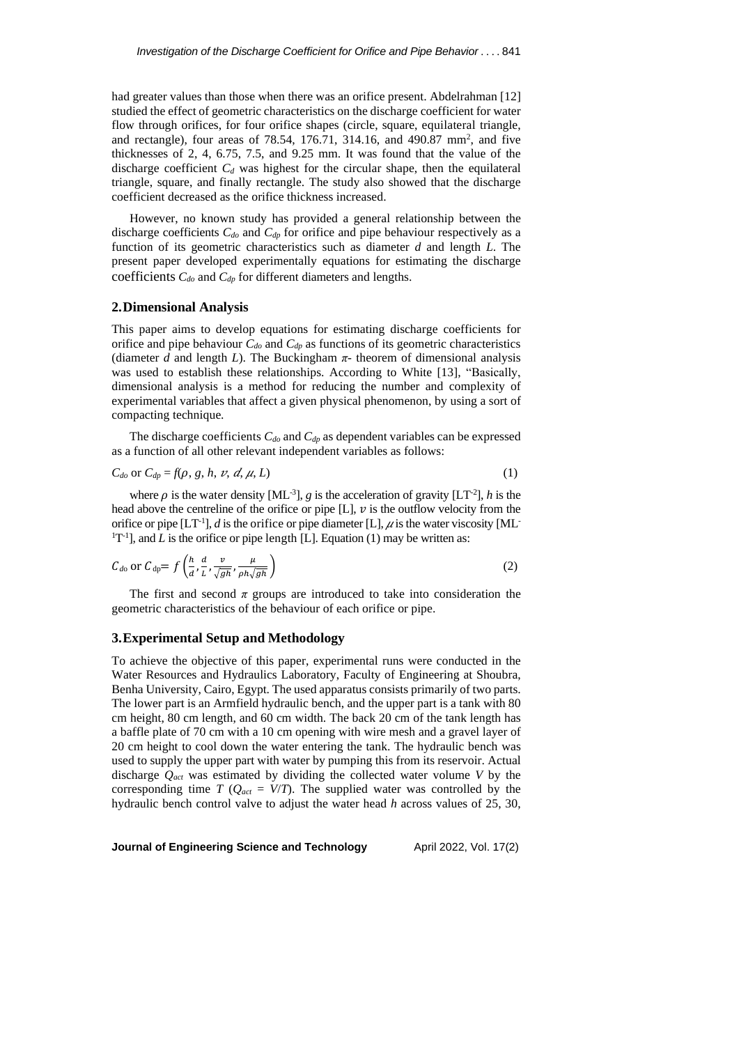had greater values than those when there was an orifice present. Abdelrahman [12] studied the effect of geometric characteristics on the discharge coefficient for water flow through orifices, for four orifice shapes (circle, square, equilateral triangle, and rectangle), four areas of 78.54, 176.71, 314.16, and 490.87 mm$^2$, and five thicknesses of 2, 4, 6.75, 7.5, and 9.25 mm. It was found that the value of the discharge coefficient $C_d$ was highest for the circular shape, then the equilateral triangle, square, and finally rectangle. The study also showed that the discharge coefficient decreased as the orifice thickness increased.

However, no known study has provided a general relationship between the discharge coefficients $C_{do}$ and $C_{dp}$ for orifice and pipe behaviour respectively as a function of its geometric characteristics such as diameter *d* and length *L*. The present paper developed experimentally equations for estimating the discharge coefficients $C_{do}$ and $C_{dp}$ for different diameters and lengths.

## 2. Dimensional Analysis

This paper aims to develop equations for estimating discharge coefficients for orifice and pipe behaviour $C_{do}$ and $C_{dp}$ as functions of its geometric characteristics (diameter *d* and length *L*). The Buckingham $\pi$- theorem of dimensional analysis was used to establish these relationships. According to White [13], "Basically, dimensional analysis is a method for reducing the number and complexity of experimental variables that affect a given physical phenomenon, by using a sort of compacting technique.

The discharge coefficients $C_{do}$ and $C_{dp}$ as dependent variables can be expressed as a function of all other relevant independent variables as follows:

$$C_{do} \text{ or } C_{dp} = f(\rho, g, h, v, d, \mu, L) \tag{1}$$

where $\rho$ is the water density [ML$^{-3}$], $g$ is the acceleration of gravity [LT$^{-2}$], $h$ is the head above the centreline of the orifice or pipe [L], $v$ is the outflow velocity from the orifice or pipe [LT$^{-1}$], $d$ is the orifice or pipe diameter [L], $\mu$ is the water viscosity [ML$^{-1}$T$^{-1}$], and $L$ is the orifice or pipe length [L]. Equation (1) may be written as:

$$C_{do} \text{ or } C_{dp} = f\left(\frac{h}{d}, \frac{d}{L}, \frac{v}{\sqrt{gh}}, \frac{\mu}{\rho h\sqrt{gh}}\right) \tag{2}$$

The first and second $\pi$ groups are introduced to take into consideration the geometric characteristics of the behaviour of each orifice or pipe.

## 3. Experimental Setup and Methodology

To achieve the objective of this paper, experimental runs were conducted in the Water Resources and Hydraulics Laboratory, Faculty of Engineering at Shoubra, Benha University, Cairo, Egypt. The used apparatus consists primarily of two parts. The lower part is an Armfield hydraulic bench, and the upper part is a tank with 80 cm height, 80 cm length, and 60 cm width. The back 20 cm of the tank length has a baffle plate of 70 cm with a 10 cm opening with wire mesh and a gravel layer of 20 cm height to cool down the water entering the tank. The hydraulic bench was used to supply the upper part with water by pumping this from its reservoir. Actual discharge $Q_{act}$ was estimated by dividing the collected water volume $V$ by the corresponding time $T$ ($Q_{act} = V/T$). The supplied water was controlled by the hydraulic bench control valve to adjust the water head $h$ across values of 25, 30,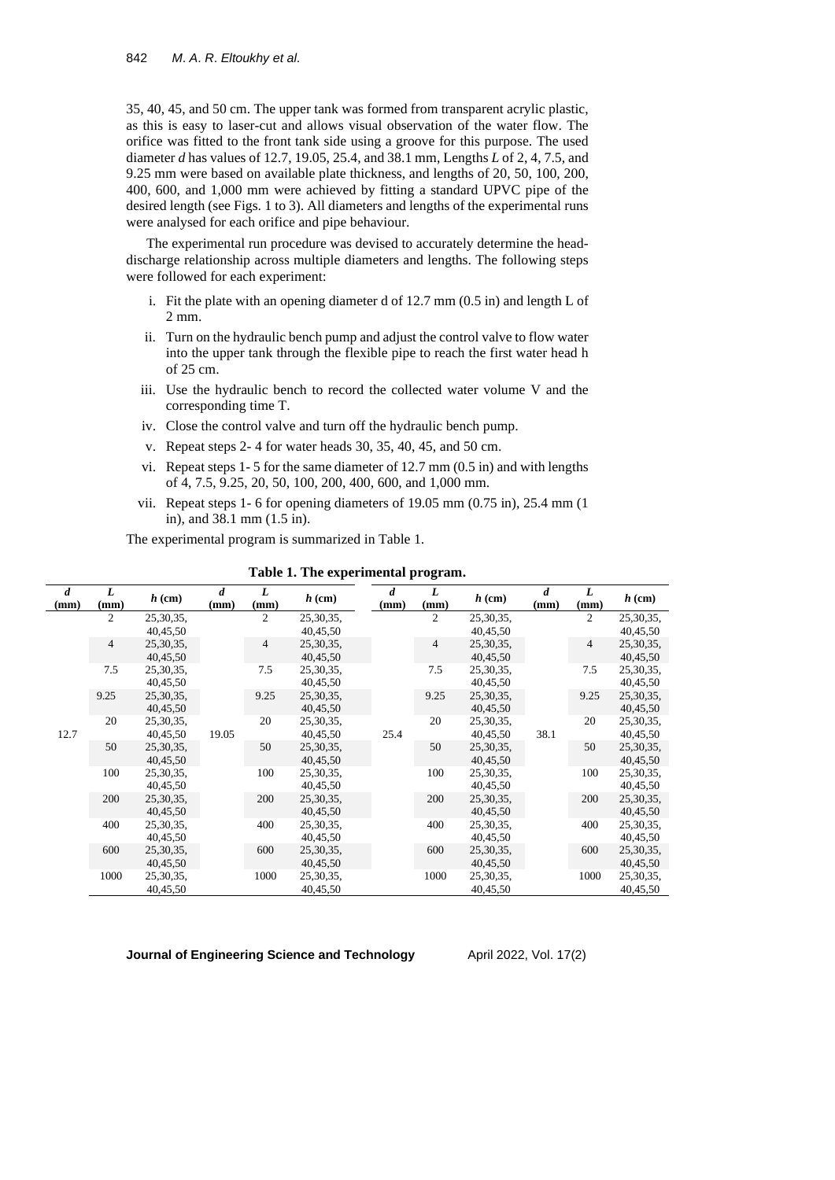35, 40, 45, and 50 cm. The upper tank was formed from transparent acrylic plastic, as this is easy to laser-cut and allows visual observation of the water flow. The orifice was fitted to the front tank side using a groove for this purpose. The used diameter *d* has values of 12.7, 19.05, 25.4, and 38.1 mm, Lengths *L* of 2, 4, 7.5, and 9.25 mm were based on available plate thickness, and lengths of 20, 50, 100, 200, 400, 600, and 1,000 mm were achieved by fitting a standard UPVC pipe of the desired length (see Figs. 1 to 3). All diameters and lengths of the experimental runs were analysed for each orifice and pipe behaviour.

The experimental run procedure was devised to accurately determine the head-discharge relationship across multiple diameters and lengths. The following steps were followed for each experiment:

i. Fit the plate with an opening diameter d of 12.7 mm (0.5 in) and length L of 2 mm.
ii. Turn on the hydraulic bench pump and adjust the control valve to flow water into the upper tank through the flexible pipe to reach the first water head h of 25 cm.
iii. Use the hydraulic bench to record the collected water volume V and the corresponding time T.
iv. Close the control valve and turn off the hydraulic bench pump.
v. Repeat steps 2- 4 for water heads 30, 35, 40, 45, and 50 cm.
vi. Repeat steps 1- 5 for the same diameter of 12.7 mm (0.5 in) and with lengths of 4, 7.5, 9.25, 20, 50, 100, 200, 400, 600, and 1,000 mm.
vii. Repeat steps 1- 6 for opening diameters of 19.05 mm (0.75 in), 25.4 mm (1 in), and 38.1 mm (1.5 in).

The experimental program is summarized in Table 1.

**Table 1. The experimental program.**

| *d* (mm) | *L* (mm) | *h* (cm) | *d* (mm) | *L* (mm) | *h* (cm) | *d* (mm) | *L* (mm) | *h* (cm) | *d* (mm) | *L* (mm) | *h* (cm) |
|---|---|---|---|---|---|---|---|---|---|---|---|
| | 2 | 25,30,35, 40,45,50 | | 2 | 25,30,35, 40,45,50 | | 2 | 25,30,35, 40,45,50 | | 2 | 25,30,35, 40,45,50 |
| | 4 | 25,30,35, 40,45,50 | | 4 | 25,30,35, 40,45,50 | | 4 | 25,30,35, 40,45,50 | | 4 | 25,30,35, 40,45,50 |
| | 7.5 | 25,30,35, 40,45,50 | | 7.5 | 25,30,35, 40,45,50 | | 7.5 | 25,30,35, 40,45,50 | | 7.5 | 25,30,35, 40,45,50 |
| | 9.25 | 25,30,35, 40,45,50 | | 9.25 | 25,30,35, 40,45,50 | | 9.25 | 25,30,35, 40,45,50 | | 9.25 | 25,30,35, 40,45,50 |
| 12.7 | 20 | 25,30,35, 40,45,50 | 19.05 | 20 | 25,30,35, 40,45,50 | 25.4 | 20 | 25,30,35, 40,45,50 | 38.1 | 20 | 25,30,35, 40,45,50 |
| | 50 | 25,30,35, 40,45,50 | | 50 | 25,30,35, 40,45,50 | | 50 | 25,30,35, 40,45,50 | | 50 | 25,30,35, 40,45,50 |
| | 100 | 25,30,35, 40,45,50 | | 100 | 25,30,35, 40,45,50 | | 100 | 25,30,35, 40,45,50 | | 100 | 25,30,35, 40,45,50 |
| | 200 | 25,30,35, 40,45,50 | | 200 | 25,30,35, 40,45,50 | | 200 | 25,30,35, 40,45,50 | | 200 | 25,30,35, 40,45,50 |
| | 400 | 25,30,35, 40,45,50 | | 400 | 25,30,35, 40,45,50 | | 400 | 25,30,35, 40,45,50 | | 400 | 25,30,35, 40,45,50 |
| | 600 | 25,30,35, 40,45,50 | | 600 | 25,30,35, 40,45,50 | | 600 | 25,30,35, 40,45,50 | | 600 | 25,30,35, 40,45,50 |
| | 1000 | 25,30,35, 40,45,50 | | 1000 | 25,30,35, 40,45,50 | | 1000 | 25,30,35, 40,45,50 | | 1000 | 25,30,35, 40,45,50 |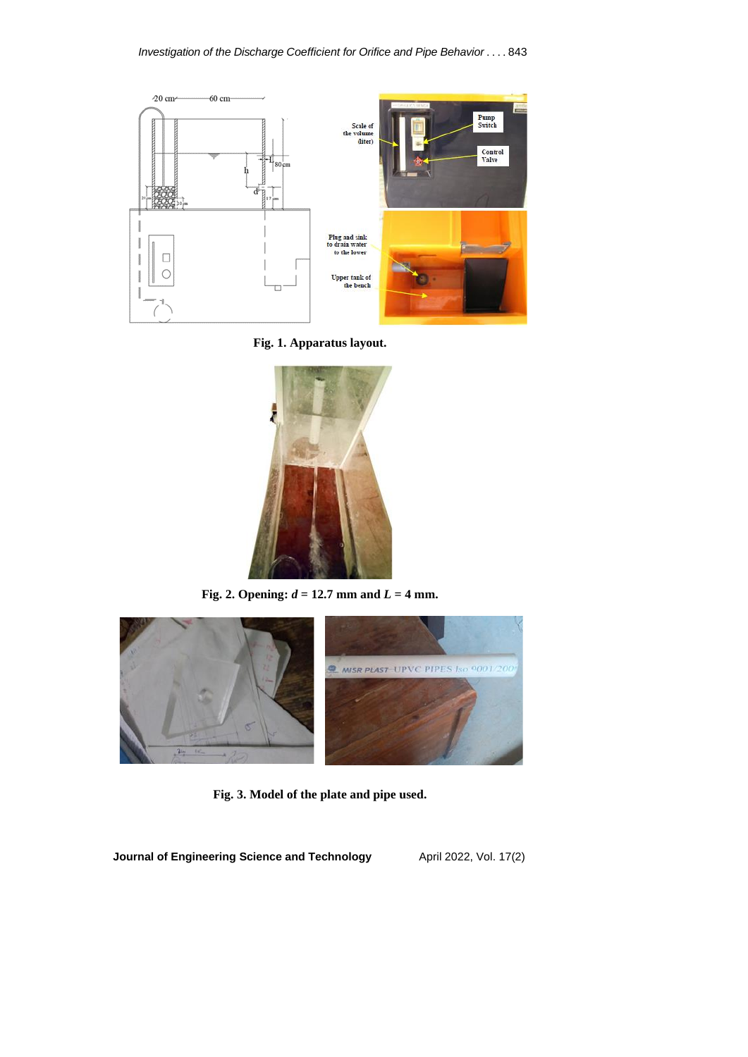**Fig. 1. Apparatus layout.**

**Fig. 2. Opening: *d* = 12.7 mm and *L* = 4 mm.**

**Fig. 3. Model of the plate and pipe used.**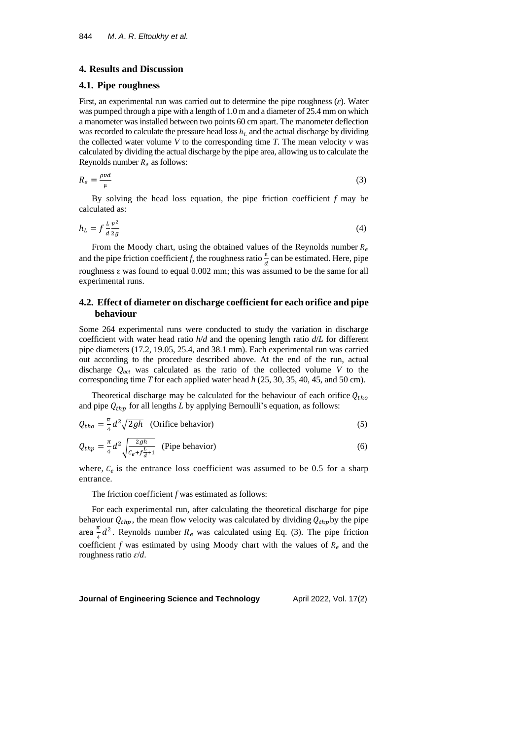## 4. Results and Discussion

### 4.1. Pipe roughness

First, an experimental run was carried out to determine the pipe roughness ($\varepsilon$). Water was pumped through a pipe with a length of 1.0 m and a diameter of 25.4 mm on which a manometer was installed between two points 60 cm apart. The manometer deflection was recorded to calculate the pressure head loss $h_L$ and the actual discharge by dividing the collected water volume *V* to the corresponding time *T*. The mean velocity *v* was calculated by dividing the actual discharge by the pipe area, allowing us to calculate the Reynolds number $R_e$ as follows:

$$R_e = \frac{\rho v d}{\mu} \tag{3}$$

By solving the head loss equation, the pipe friction coefficient *f* may be calculated as:

$$h_L = f \frac{L}{d} \frac{v^2}{2g} \tag{4}$$

From the Moody chart, using the obtained values of the Reynolds number $R_e$ and the pipe friction coefficient *f*, the roughness ratio $\frac{\varepsilon}{d}$ can be estimated. Here, pipe roughness ε was found to equal 0.002 mm; this was assumed to be the same for all experimental runs.

### 4.2. Effect of diameter on discharge coefficient for each orifice and pipe behaviour

Some 264 experimental runs were conducted to study the variation in discharge coefficient with water head ratio *h*/*d* and the opening length ratio *d*/*L* for different pipe diameters (17.2, 19.05, 25.4, and 38.1 mm). Each experimental run was carried out according to the procedure described above. At the end of the run, actual discharge $Q_{act}$ was calculated as the ratio of the collected volume *V* to the corresponding time *T* for each applied water head *h* (25, 30, 35, 40, 45, and 50 cm).

Theoretical discharge may be calculated for the behaviour of each orifice $Q_{tho}$ and pipe $Q_{thp}$ for all lengths *L* by applying Bernoulli's equation, as follows:

$$Q_{tho} = \frac{\pi}{4} d^2 \sqrt{2gh} \quad \text{(Orifice behavior)} \tag{5}$$

$$Q_{thp} = \frac{\pi}{4} d^2 \sqrt{\frac{2gh}{C_e + f\frac{L}{d} + 1}} \quad \text{(Pipe behavior)} \tag{6}$$

where, $C_e$ is the entrance loss coefficient was assumed to be 0.5 for a sharp entrance.

The friction coefficient *f* was estimated as follows:

For each experimental run, after calculating the theoretical discharge for pipe behaviour $Q_{thp}$, the mean flow velocity was calculated by dividing $Q_{thp}$ by the pipe area $\frac{\pi}{4} d^2$. Reynolds number $R_e$ was calculated using Eq. (3). The pipe friction coefficient *f* was estimated by using Moody chart with the values of $R_e$ and the roughness ratio $\varepsilon/d$.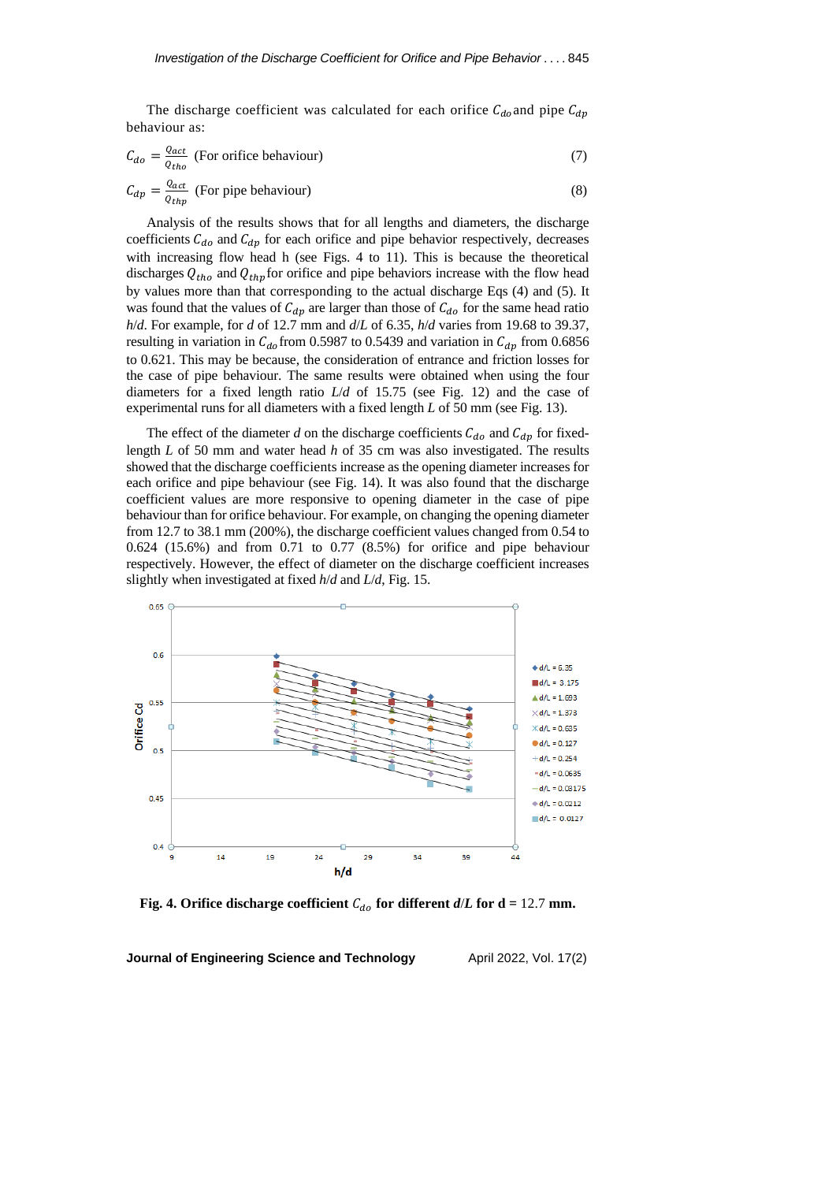The discharge coefficient was calculated for each orifice $C_{do}$ and pipe $C_{dp}$ behaviour as:

$$C_{do} = \frac{Q_{act}}{Q_{tho}} \text{ (For orifice behaviour)} \tag{7}$$

$$C_{dp} = \frac{Q_{act}}{Q_{thp}} \text{ (For pipe behaviour)} \tag{8}$$

Analysis of the results shows that for all lengths and diameters, the discharge coefficients $C_{do}$ and $C_{dp}$ for each orifice and pipe behavior respectively, decreases with increasing flow head h (see Figs. 4 to 11). This is because the theoretical discharges $Q_{tho}$ and $Q_{thp}$ for orifice and pipe behaviors increase with the flow head by values more than that corresponding to the actual discharge Eqs (4) and (5). It was found that the values of $C_{dp}$ are larger than those of $C_{do}$ for the same head ratio *h*/*d*. For example, for *d* of 12.7 mm and *d*/*L* of 6.35, *h*/*d* varies from 19.68 to 39.37, resulting in variation in $C_{do}$ from 0.5987 to 0.5439 and variation in $C_{dp}$ from 0.6856 to 0.621. This may be because, the consideration of entrance and friction losses for the case of pipe behaviour. The same results were obtained when using the four diameters for a fixed length ratio *L*/*d* of 15.75 (see Fig. 12) and the case of experimental runs for all diameters with a fixed length *L* of 50 mm (see Fig. 13).

The effect of the diameter *d* on the discharge coefficients $C_{do}$ and $C_{dp}$ for fixed-length *L* of 50 mm and water head *h* of 35 cm was also investigated. The results showed that the discharge coefficients increase as the opening diameter increases for each orifice and pipe behaviour (see Fig. 14). It was also found that the discharge coefficient values are more responsive to opening diameter in the case of pipe behaviour than for orifice behaviour. For example, on changing the opening diameter from 12.7 to 38.1 mm (200%), the discharge coefficient values changed from 0.54 to 0.624 (15.6%) and from 0.71 to 0.77 (8.5%) for orifice and pipe behaviour respectively. However, the effect of diameter on the discharge coefficient increases slightly when investigated at fixed *h*/*d* and *L*/*d*, Fig. 15.

**Fig. 4. Orifice discharge coefficient $C_{do}$ for different *d*/*L* for d =** 12.7 **mm.**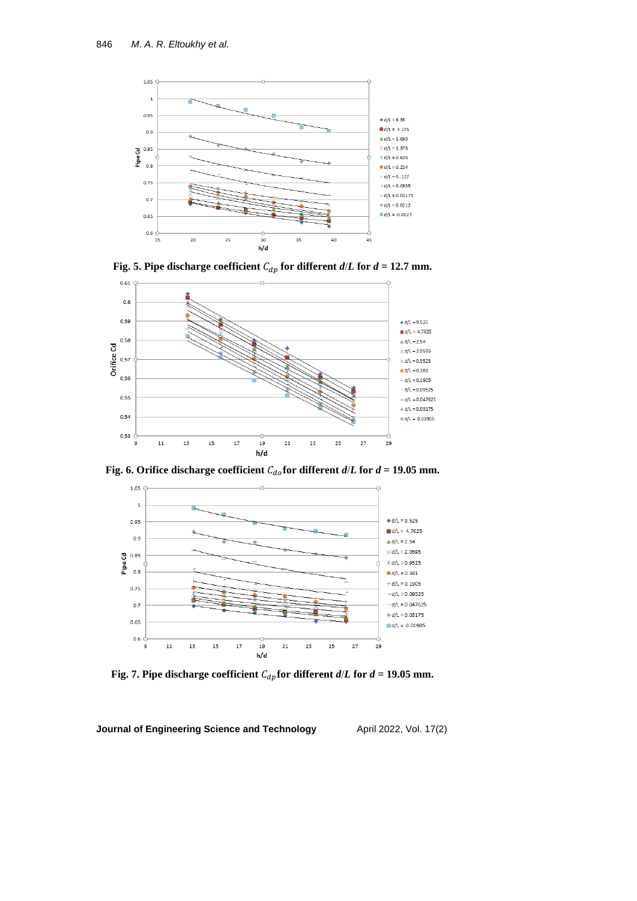**Fig. 5. Pipe discharge coefficient $C_{dp}$ for different $d/L$ for $d$ = 12.7 mm.**

**Fig. 6. Orifice discharge coefficient $C_{do}$ for different $d/L$ for $d$ = 19.05 mm.**

**Fig. 7. Pipe discharge coefficient $C_{dp}$ for different $d/L$ for $d$ = 19.05 mm.**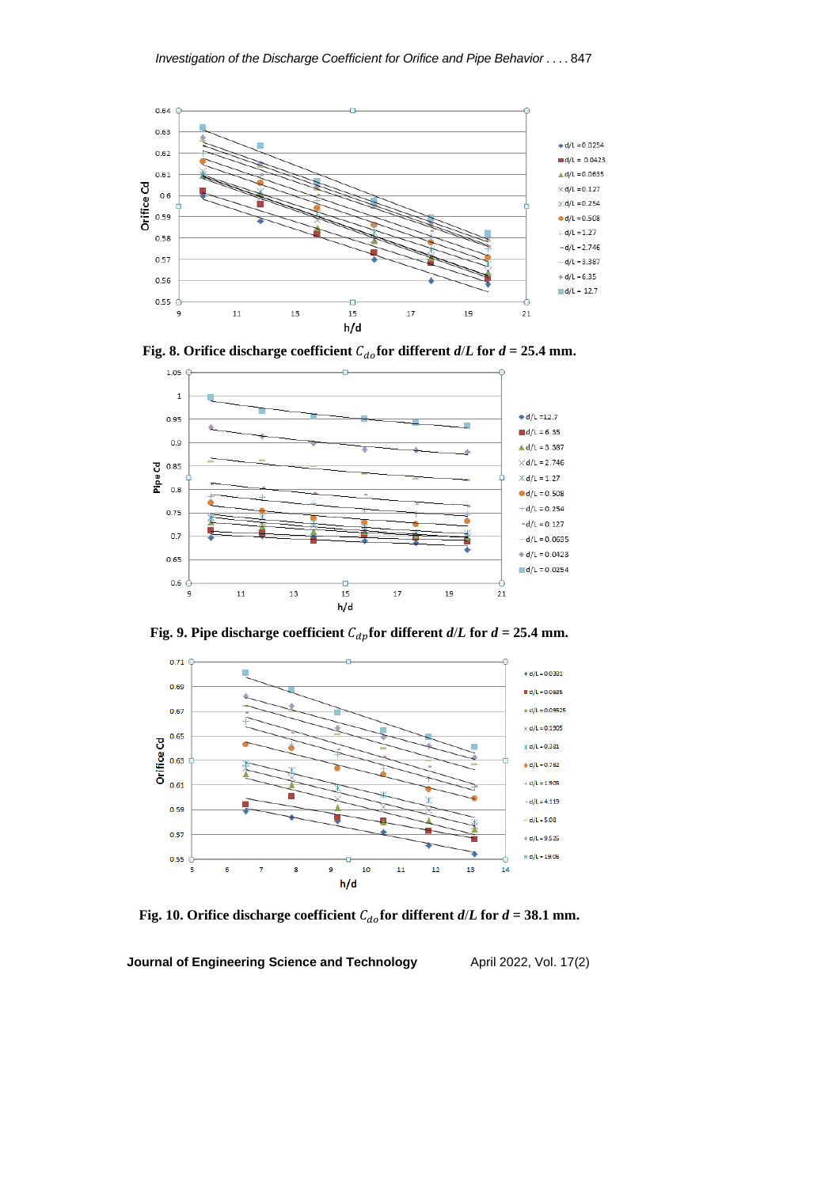Fig. 8. Orifice discharge coefficient $C_{do}$ for different $d/L$ for $d$ = 25.4 mm.

Fig. 9. Pipe discharge coefficient $C_{dp}$ for different $d/L$ for $d$ = 25.4 mm.

Fig. 10. Orifice discharge coefficient $C_{do}$ for different $d/L$ for $d$ = 38.1 mm.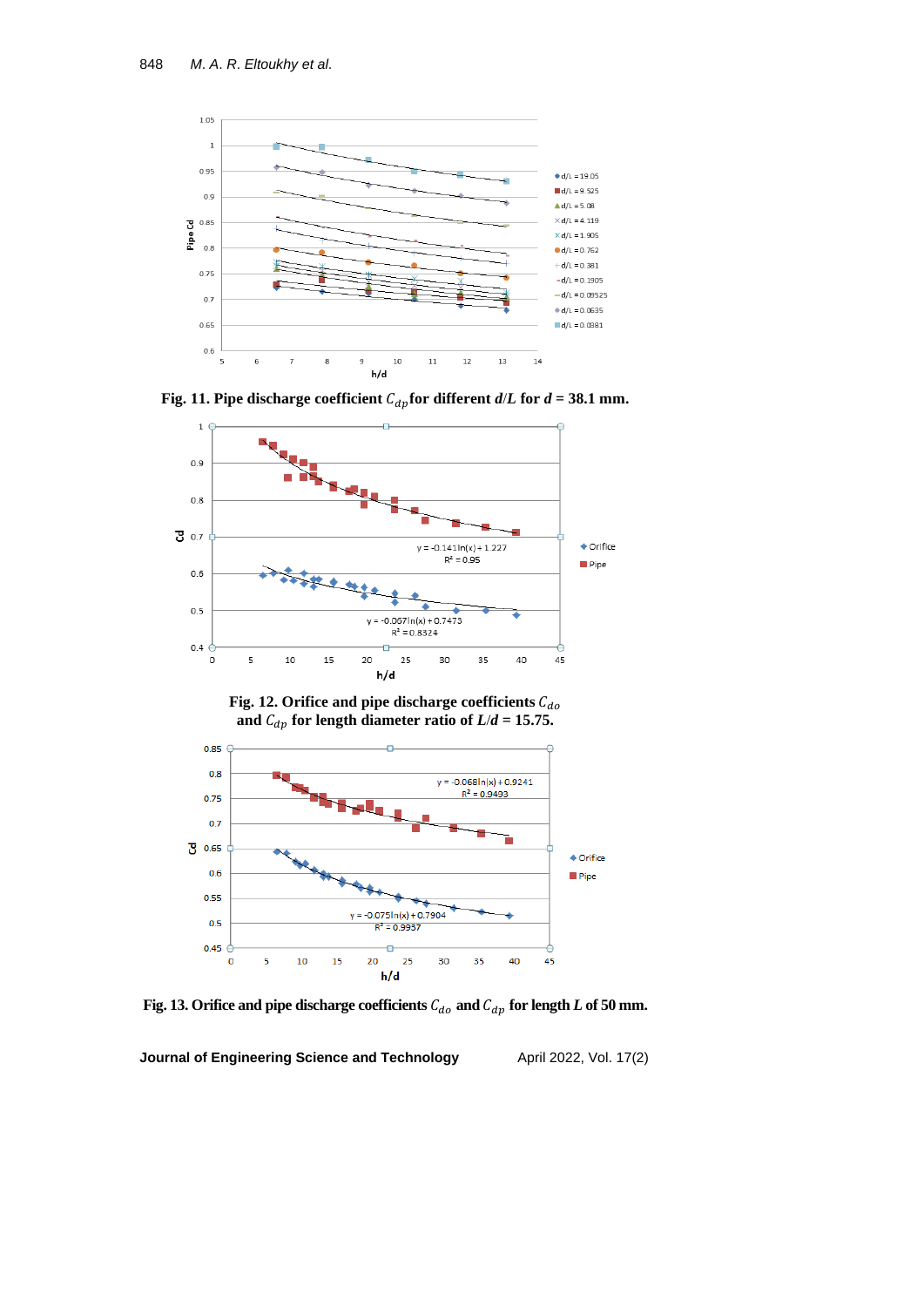**Fig. 11. Pipe discharge coefficient $C_{dp}$ for different $d/L$ for $d$ = 38.1 mm.**

**Fig. 12. Orifice and pipe discharge coefficients $C_{do}$ and $C_{dp}$ for length diameter ratio of $L/d$ = 15.75.**

**Fig. 13. Orifice and pipe discharge coefficients $C_{do}$ and $C_{dp}$ for length $L$ of 50 mm.**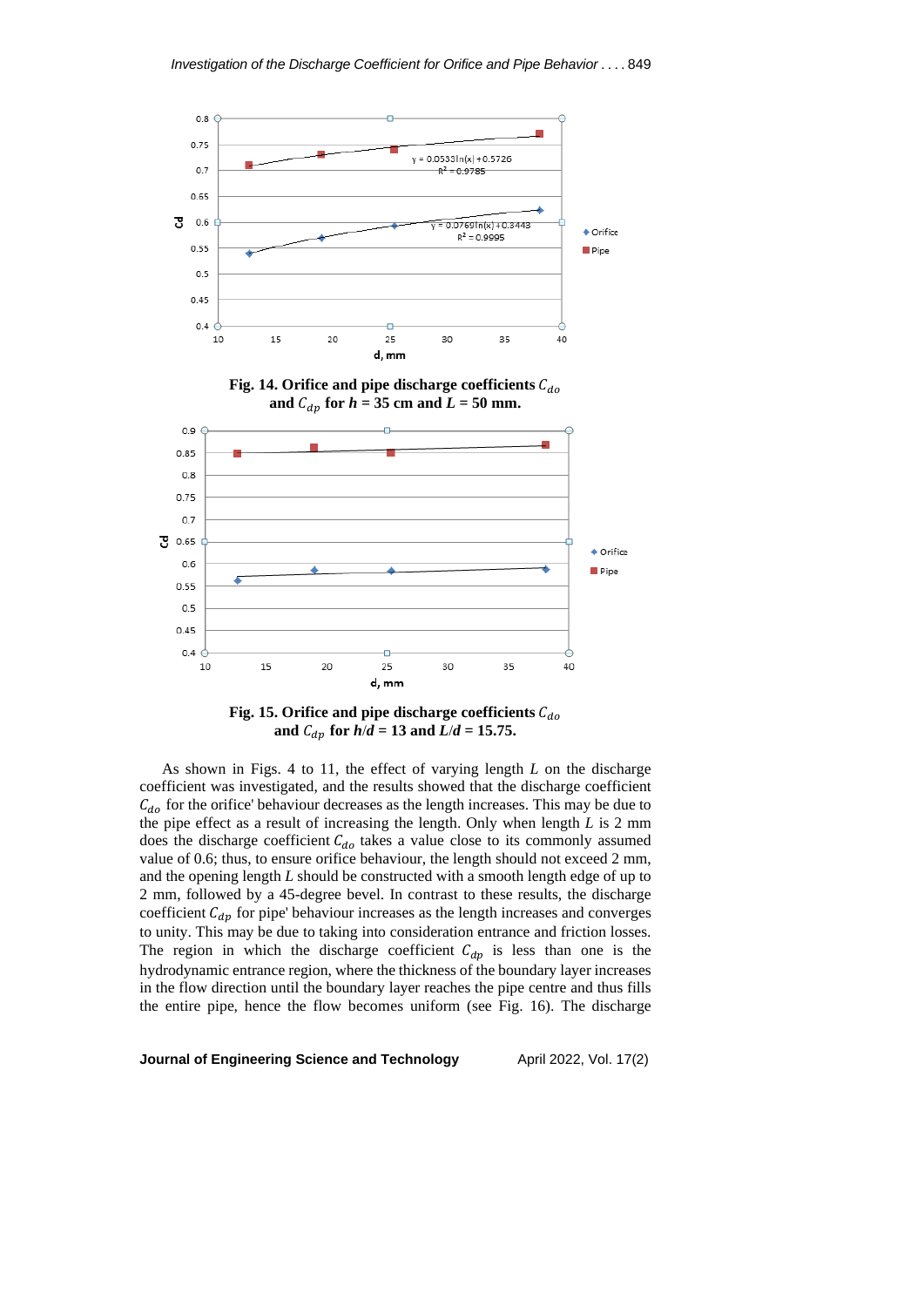**Fig. 14. Orifice and pipe discharge coefficients $C_{do}$ and $C_{dp}$ for $h$ = 35 cm and $L$ = 50 mm.**

**Fig. 15. Orifice and pipe discharge coefficients $C_{do}$ and $C_{dp}$ for $h/d$ = 13 and $L/d$ = 15.75.**

As shown in Figs. 4 to 11, the effect of varying length $L$ on the discharge coefficient was investigated, and the results showed that the discharge coefficient $C_{do}$ for the orifice' behaviour decreases as the length increases. This may be due to the pipe effect as a result of increasing the length. Only when length $L$ is 2 mm does the discharge coefficient $C_{do}$ takes a value close to its commonly assumed value of 0.6; thus, to ensure orifice behaviour, the length should not exceed 2 mm, and the opening length $L$ should be constructed with a smooth length edge of up to 2 mm, followed by a 45-degree bevel. In contrast to these results, the discharge coefficient $C_{dp}$ for pipe' behaviour increases as the length increases and converges to unity. This may be due to taking into consideration entrance and friction losses. The region in which the discharge coefficient $C_{dp}$ is less than one is the hydrodynamic entrance region, where the thickness of the boundary layer increases in the flow direction until the boundary layer reaches the pipe centre and thus fills the entire pipe, hence the flow becomes uniform (see Fig. 16). The discharge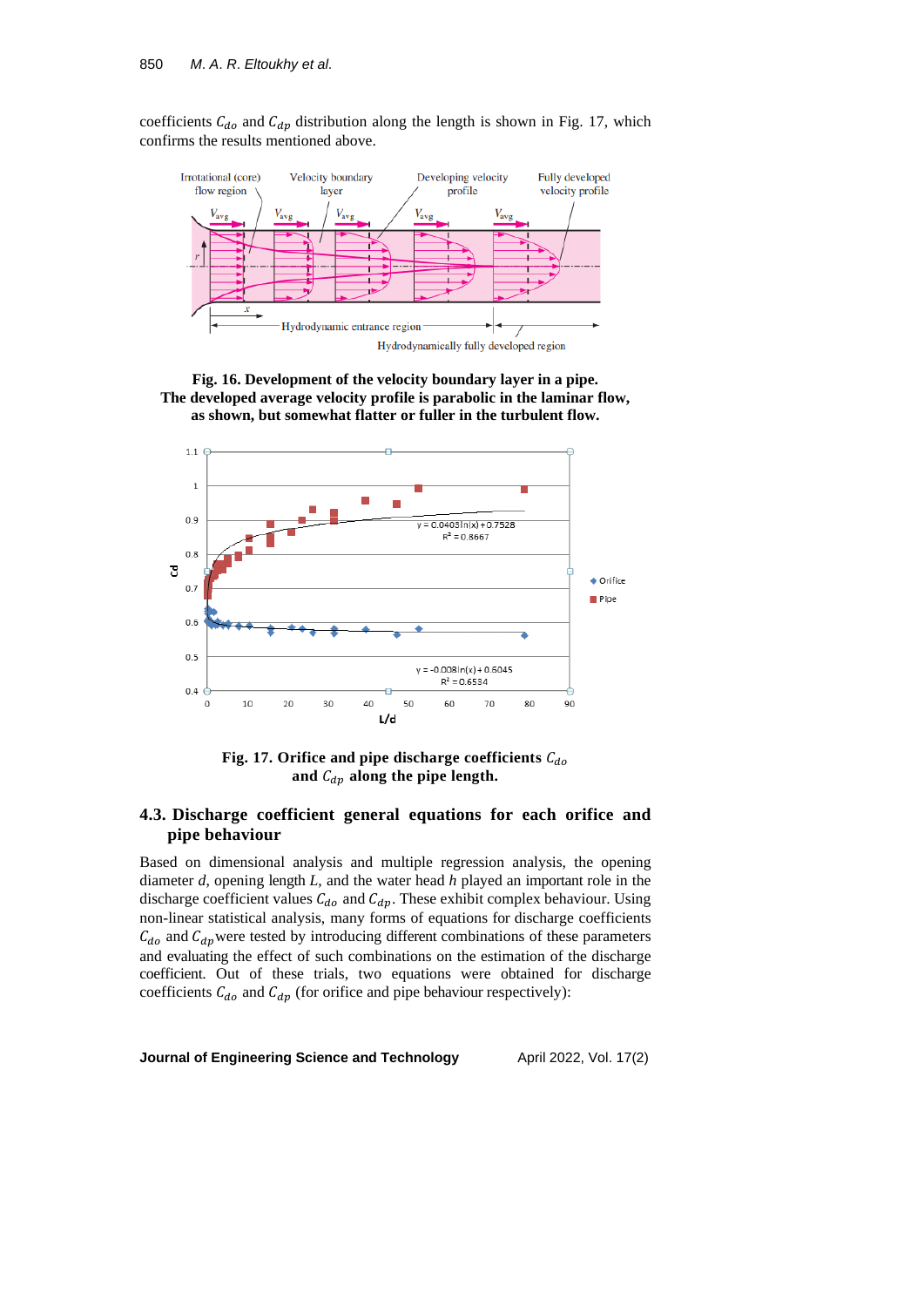coefficients $C_{do}$ and $C_{dp}$ distribution along the length is shown in Fig. 17, which confirms the results mentioned above.

**Fig. 16. Development of the velocity boundary layer in a pipe. The developed average velocity profile is parabolic in the laminar flow, as shown, but somewhat flatter or fuller in the turbulent flow.**

**Fig. 17. Orifice and pipe discharge coefficients $C_{do}$ and $C_{dp}$ along the pipe length.**

## 4.3. Discharge coefficient general equations for each orifice and pipe behaviour

Based on dimensional analysis and multiple regression analysis, the opening diameter *d*, opening length *L*, and the water head *h* played an important role in the discharge coefficient values $C_{do}$ and $C_{dp}$. These exhibit complex behaviour. Using non-linear statistical analysis, many forms of equations for discharge coefficients $C_{do}$ and $C_{dp}$ were tested by introducing different combinations of these parameters and evaluating the effect of such combinations on the estimation of the discharge coefficient. Out of these trials, two equations were obtained for discharge coefficients $C_{do}$ and $C_{dp}$ (for orifice and pipe behaviour respectively):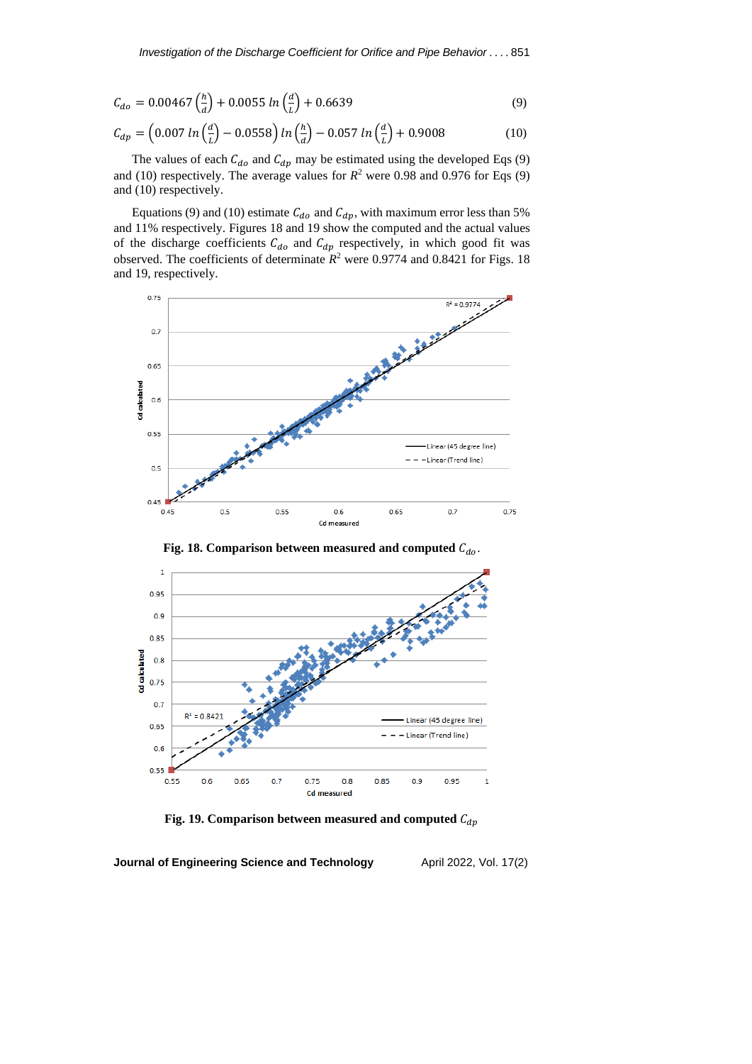$$C_{do} = 0.00467\left(\frac{h}{d}\right) + 0.0055\ ln\left(\frac{d}{L}\right) + 0.6639 \tag{9}$$

$$C_{dp} = \left(0.007\ ln\left(\frac{d}{L}\right) - 0.0558\right) ln\left(\frac{h}{d}\right) - 0.057\ ln\left(\frac{d}{L}\right) + 0.9008 \tag{10}$$

The values of each $C_{do}$ and $C_{dp}$ may be estimated using the developed Eqs (9) and (10) respectively. The average values for $R^2$ were 0.98 and 0.976 for Eqs (9) and (10) respectively.

Equations (9) and (10) estimate $C_{do}$ and $C_{dp}$, with maximum error less than 5% and 11% respectively. Figures 18 and 19 show the computed and the actual values of the discharge coefficients $C_{do}$ and $C_{dp}$ respectively, in which good fit was observed. The coefficients of determinate $R^2$ were 0.9774 and 0.8421 for Figs. 18 and 19, respectively.

**Fig. 18. Comparison between measured and computed $C_{do}$.**

**Fig. 19. Comparison between measured and computed $C_{dp}$**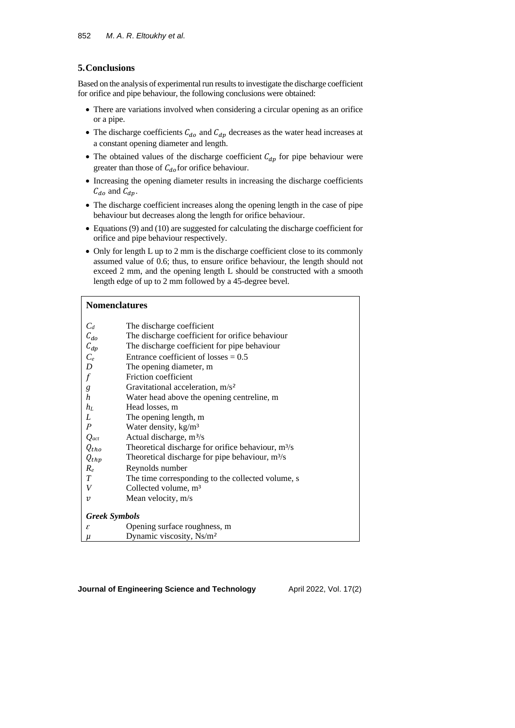## 5. Conclusions

Based on the analysis of experimental run results to investigate the discharge coefficient for orifice and pipe behaviour, the following conclusions were obtained:

- There are variations involved when considering a circular opening as an orifice or a pipe.
- The discharge coefficients $C_{do}$ and $C_{dp}$ decreases as the water head increases at a constant opening diameter and length.
- The obtained values of the discharge coefficient $C_{dp}$ for pipe behaviour were greater than those of $C_{do}$ for orifice behaviour.
- Increasing the opening diameter results in increasing the discharge coefficients $C_{do}$ and $C_{dp}$.
- The discharge coefficient increases along the opening length in the case of pipe behaviour but decreases along the length for orifice behaviour.
- Equations (9) and (10) are suggested for calculating the discharge coefficient for orifice and pipe behaviour respectively.
- Only for length L up to 2 mm is the discharge coefficient close to its commonly assumed value of 0.6; thus, to ensure orifice behaviour, the length should not exceed 2 mm, and the opening length L should be constructed with a smooth length edge of up to 2 mm followed by a 45-degree bevel.

**Nomenclatures**

| | |
|---|---|
| $C_d$ | The discharge coefficient |
| $C_{do}$ | The discharge coefficient for orifice behaviour |
| $C_{dp}$ | The discharge coefficient for pipe behaviour |
| $C_e$ | Entrance coefficient of losses = 0.5 |
| $D$ | The opening diameter, m |
| $f$ | Friction coefficient |
| $g$ | Gravitational acceleration, m/s² |
| $h$ | Water head above the opening centreline, m |
| $h_L$ | Head losses, m |
| $L$ | The opening length, m |
| $P$ | Water density, kg/m³ |
| $Q_{act}$ | Actual discharge, m³/s |
| $Q_{tho}$ | Theoretical discharge for orifice behaviour, m³/s |
| $Q_{thp}$ | Theoretical discharge for pipe behaviour, m³/s |
| $R_e$ | Reynolds number |
| $T$ | The time corresponding to the collected volume, s |
| $V$ | Collected volume, m³ |
| $v$ | Mean velocity, m/s |
| ***Greek Symbols*** | |
| $\varepsilon$ | Opening surface roughness, m |
| $\mu$ | Dynamic viscosity, Ns/m² |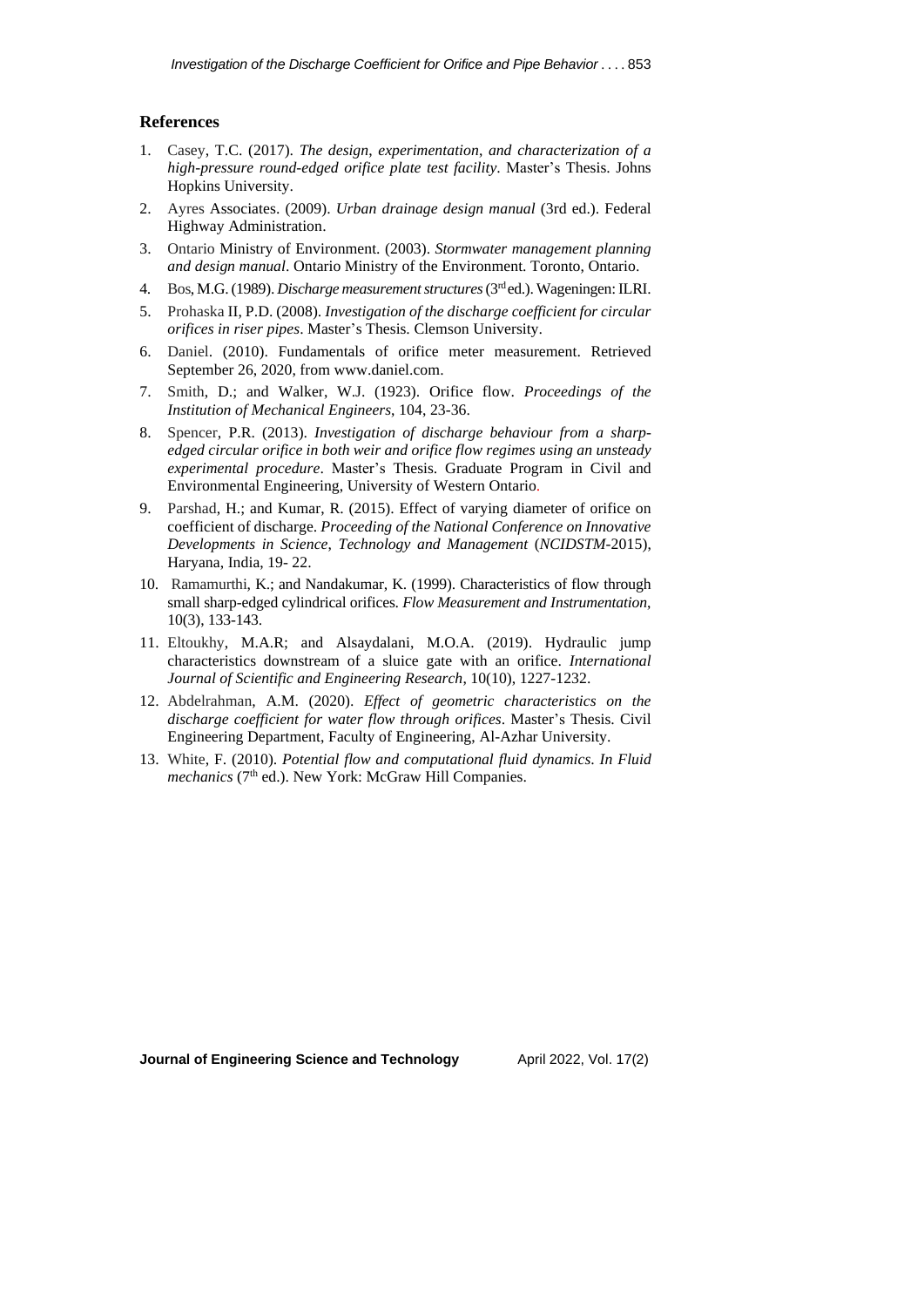## References

1. Casey, T.C. (2017). *The design, experimentation, and characterization of a high-pressure round-edged orifice plate test facility*. Master's Thesis. Johns Hopkins University.
2. Ayres Associates. (2009). *Urban drainage design manual* (3rd ed.). Federal Highway Administration.
3. Ontario Ministry of Environment. (2003). *Stormwater management planning and design manual*. Ontario Ministry of the Environment. Toronto, Ontario.
4. Bos, M.G. (1989). *Discharge measurement structures* (3rd ed.). Wageningen: ILRI.
5. Prohaska II, P.D. (2008). *Investigation of the discharge coefficient for circular orifices in riser pipes*. Master's Thesis. Clemson University.
6. Daniel. (2010). Fundamentals of orifice meter measurement. Retrieved September 26, 2020, from www.daniel.com.
7. Smith, D.; and Walker, W.J. (1923). Orifice flow. *Proceedings of the Institution of Mechanical Engineers*, 104, 23-36.
8. Spencer, P.R. (2013). *Investigation of discharge behaviour from a sharp-edged circular orifice in both weir and orifice flow regimes using an unsteady experimental procedure*. Master's Thesis. Graduate Program in Civil and Environmental Engineering, University of Western Ontario.
9. Parshad, H.; and Kumar, R. (2015). Effect of varying diameter of orifice on coefficient of discharge. *Proceeding of the National Conference on Innovative Developments in Science, Technology and Management* (*NCIDSTM*-2015), Haryana, India, 19- 22.
10. Ramamurthi, K.; and Nandakumar, K. (1999). Characteristics of flow through small sharp-edged cylindrical orifices. *Flow Measurement and Instrumentation*, 10(3), 133-143.
11. Eltoukhy, M.A.R; and Alsaydalani, M.O.A. (2019). Hydraulic jump characteristics downstream of a sluice gate with an orifice. *International Journal of Scientific and Engineering Research*, 10(10), 1227-1232.
12. Abdelrahman, A.M. (2020). *Effect of geometric characteristics on the discharge coefficient for water flow through orifices*. Master's Thesis. Civil Engineering Department, Faculty of Engineering, Al-Azhar University.
13. White, F. (2010). *Potential flow and computational fluid dynamics. In Fluid mechanics* (7th ed.). New York: McGraw Hill Companies.